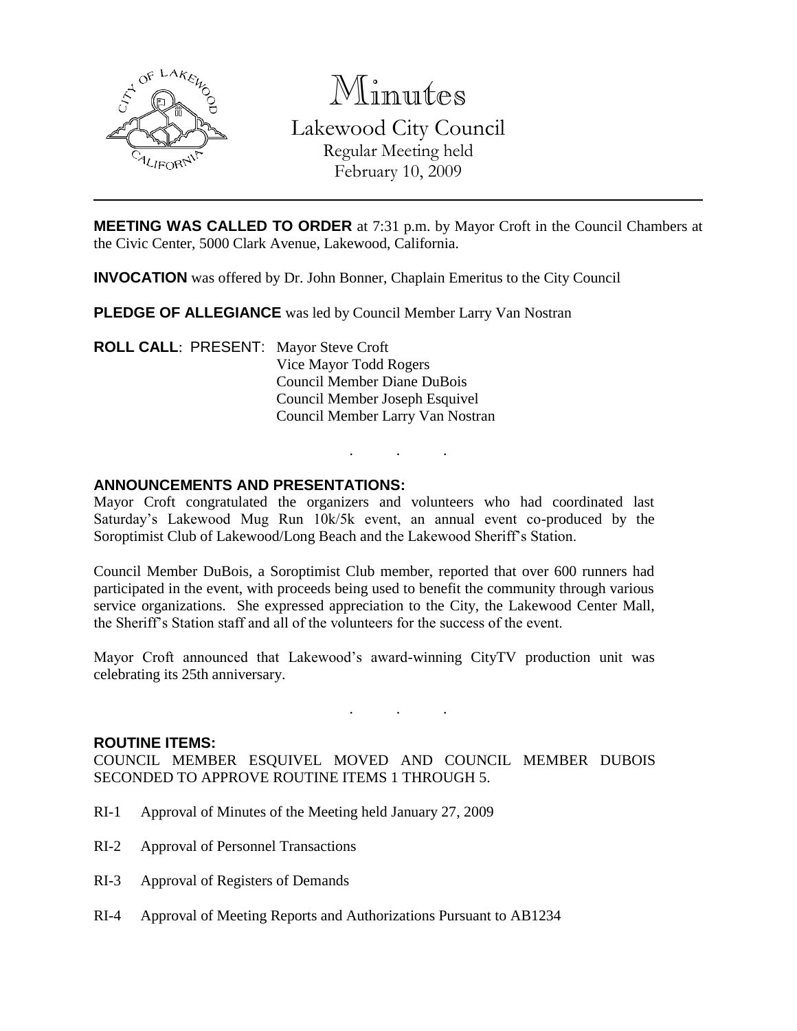# Minutes

Lakewood City Council
Regular Meeting held
February 10, 2009

**MEETING WAS CALLED TO ORDER** at 7:31 p.m. by Mayor Croft in the Council Chambers at the Civic Center, 5000 Clark Avenue, Lakewood, California.

**INVOCATION** was offered by Dr. John Bonner, Chaplain Emeritus to the City Council

**PLEDGE OF ALLEGIANCE** was led by Council Member Larry Van Nostran

**ROLL CALL**: PRESENT: Mayor Steve Croft
Vice Mayor Todd Rogers
Council Member Diane DuBois
Council Member Joseph Esquivel
Council Member Larry Van Nostran

. . .

**ANNOUNCEMENTS AND PRESENTATIONS:**

Mayor Croft congratulated the organizers and volunteers who had coordinated last Saturday's Lakewood Mug Run 10k/5k event, an annual event co-produced by the Soroptimist Club of Lakewood/Long Beach and the Lakewood Sheriff's Station.

Council Member DuBois, a Soroptimist Club member, reported that over 600 runners had participated in the event, with proceeds being used to benefit the community through various service organizations. She expressed appreciation to the City, the Lakewood Center Mall, the Sheriff's Station staff and all of the volunteers for the success of the event.

Mayor Croft announced that Lakewood's award-winning CityTV production unit was celebrating its 25th anniversary.

. . .

**ROUTINE ITEMS:**

COUNCIL MEMBER ESQUIVEL MOVED AND COUNCIL MEMBER DUBOIS SECONDED TO APPROVE ROUTINE ITEMS 1 THROUGH 5.

RI-1 Approval of Minutes of the Meeting held January 27, 2009

RI-2 Approval of Personnel Transactions

RI-3 Approval of Registers of Demands

RI-4 Approval of Meeting Reports and Authorizations Pursuant to AB1234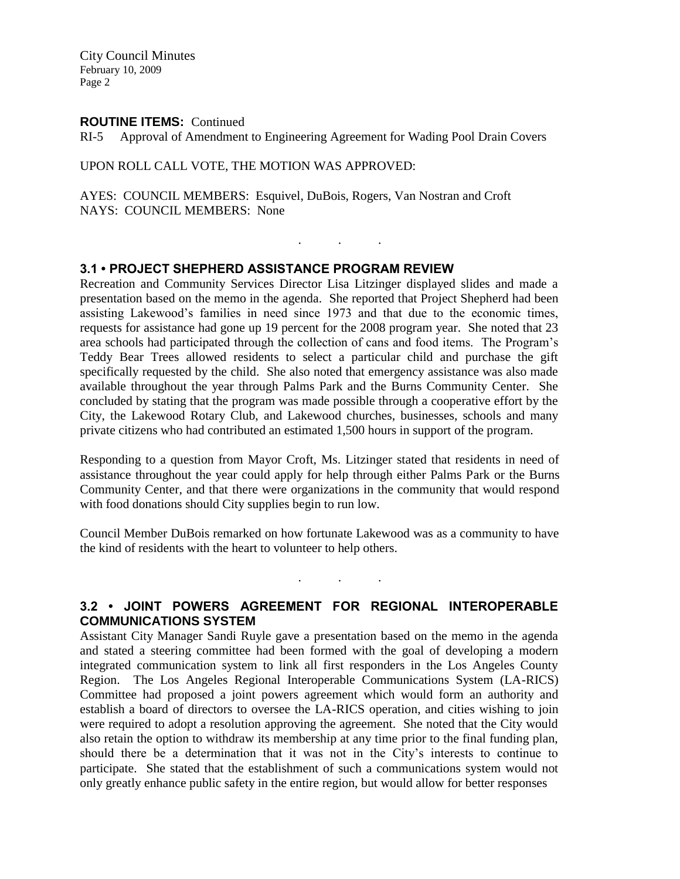**ROUTINE ITEMS:** Continued

RI-5 Approval of Amendment to Engineering Agreement for Wading Pool Drain Covers

UPON ROLL CALL VOTE, THE MOTION WAS APPROVED:

AYES: COUNCIL MEMBERS: Esquivel, DuBois, Rogers, Van Nostran and Croft
NAYS: COUNCIL MEMBERS: None

. . .

### 3.1 • PROJECT SHEPHERD ASSISTANCE PROGRAM REVIEW

Recreation and Community Services Director Lisa Litzinger displayed slides and made a presentation based on the memo in the agenda. She reported that Project Shepherd had been assisting Lakewood's families in need since 1973 and that due to the economic times, requests for assistance had gone up 19 percent for the 2008 program year. She noted that 23 area schools had participated through the collection of cans and food items. The Program's Teddy Bear Trees allowed residents to select a particular child and purchase the gift specifically requested by the child. She also noted that emergency assistance was also made available throughout the year through Palms Park and the Burns Community Center. She concluded by stating that the program was made possible through a cooperative effort by the City, the Lakewood Rotary Club, and Lakewood churches, businesses, schools and many private citizens who had contributed an estimated 1,500 hours in support of the program.

Responding to a question from Mayor Croft, Ms. Litzinger stated that residents in need of assistance throughout the year could apply for help through either Palms Park or the Burns Community Center, and that there were organizations in the community that would respond with food donations should City supplies begin to run low.

Council Member DuBois remarked on how fortunate Lakewood was as a community to have the kind of residents with the heart to volunteer to help others.

. . .

### 3.2 • JOINT POWERS AGREEMENT FOR REGIONAL INTEROPERABLE COMMUNICATIONS SYSTEM

Assistant City Manager Sandi Ruyle gave a presentation based on the memo in the agenda and stated a steering committee had been formed with the goal of developing a modern integrated communication system to link all first responders in the Los Angeles County Region. The Los Angeles Regional Interoperable Communications System (LA-RICS) Committee had proposed a joint powers agreement which would form an authority and establish a board of directors to oversee the LA-RICS operation, and cities wishing to join were required to adopt a resolution approving the agreement. She noted that the City would also retain the option to withdraw its membership at any time prior to the final funding plan, should there be a determination that it was not in the City's interests to continue to participate. She stated that the establishment of such a communications system would not only greatly enhance public safety in the entire region, but would allow for better responses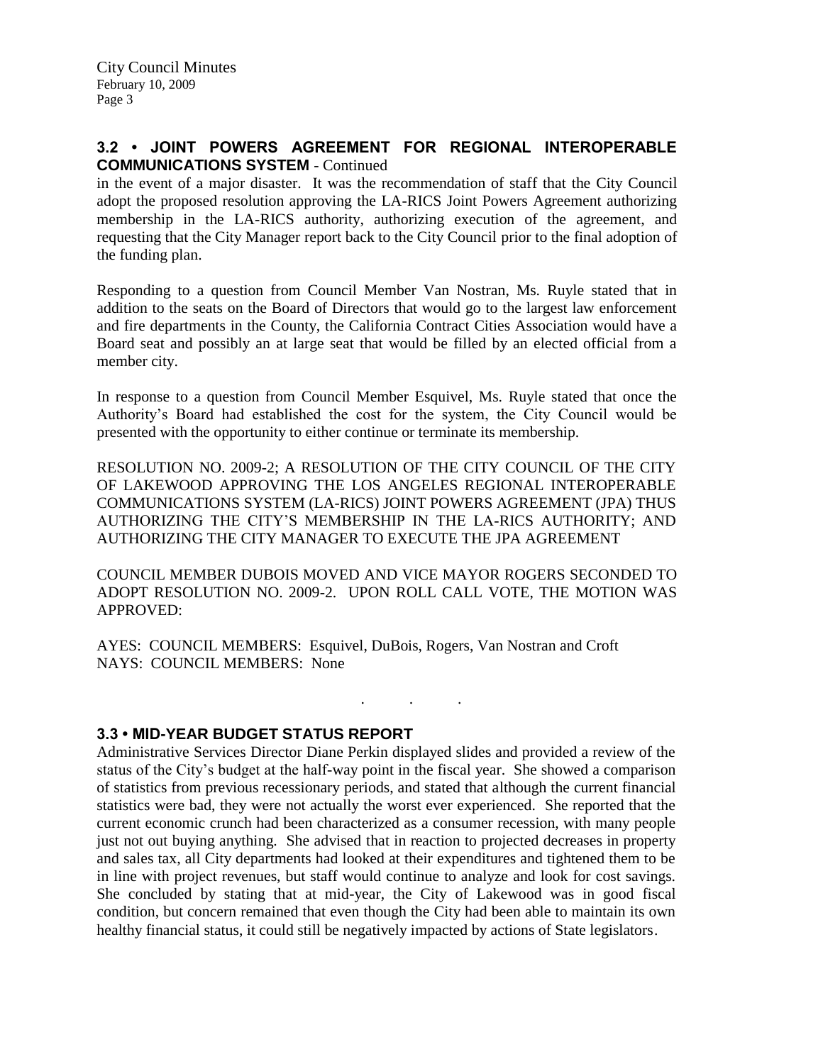## 3.2 • JOINT POWERS AGREEMENT FOR REGIONAL INTEROPERABLE COMMUNICATIONS SYSTEM - Continued

in the event of a major disaster. It was the recommendation of staff that the City Council adopt the proposed resolution approving the LA-RICS Joint Powers Agreement authorizing membership in the LA-RICS authority, authorizing execution of the agreement, and requesting that the City Manager report back to the City Council prior to the final adoption of the funding plan.

Responding to a question from Council Member Van Nostran, Ms. Ruyle stated that in addition to the seats on the Board of Directors that would go to the largest law enforcement and fire departments in the County, the California Contract Cities Association would have a Board seat and possibly an at large seat that would be filled by an elected official from a member city.

In response to a question from Council Member Esquivel, Ms. Ruyle stated that once the Authority's Board had established the cost for the system, the City Council would be presented with the opportunity to either continue or terminate its membership.

RESOLUTION NO. 2009-2; A RESOLUTION OF THE CITY COUNCIL OF THE CITY OF LAKEWOOD APPROVING THE LOS ANGELES REGIONAL INTEROPERABLE COMMUNICATIONS SYSTEM (LA-RICS) JOINT POWERS AGREEMENT (JPA) THUS AUTHORIZING THE CITY'S MEMBERSHIP IN THE LA-RICS AUTHORITY; AND AUTHORIZING THE CITY MANAGER TO EXECUTE THE JPA AGREEMENT

COUNCIL MEMBER DUBOIS MOVED AND VICE MAYOR ROGERS SECONDED TO ADOPT RESOLUTION NO. 2009-2. UPON ROLL CALL VOTE, THE MOTION WAS APPROVED:

AYES: COUNCIL MEMBERS: Esquivel, DuBois, Rogers, Van Nostran and Croft
NAYS: COUNCIL MEMBERS: None

. . .

## 3.3 • MID-YEAR BUDGET STATUS REPORT

Administrative Services Director Diane Perkin displayed slides and provided a review of the status of the City's budget at the half-way point in the fiscal year. She showed a comparison of statistics from previous recessionary periods, and stated that although the current financial statistics were bad, they were not actually the worst ever experienced. She reported that the current economic crunch had been characterized as a consumer recession, with many people just not out buying anything. She advised that in reaction to projected decreases in property and sales tax, all City departments had looked at their expenditures and tightened them to be in line with project revenues, but staff would continue to analyze and look for cost savings. She concluded by stating that at mid-year, the City of Lakewood was in good fiscal condition, but concern remained that even though the City had been able to maintain its own healthy financial status, it could still be negatively impacted by actions of State legislators.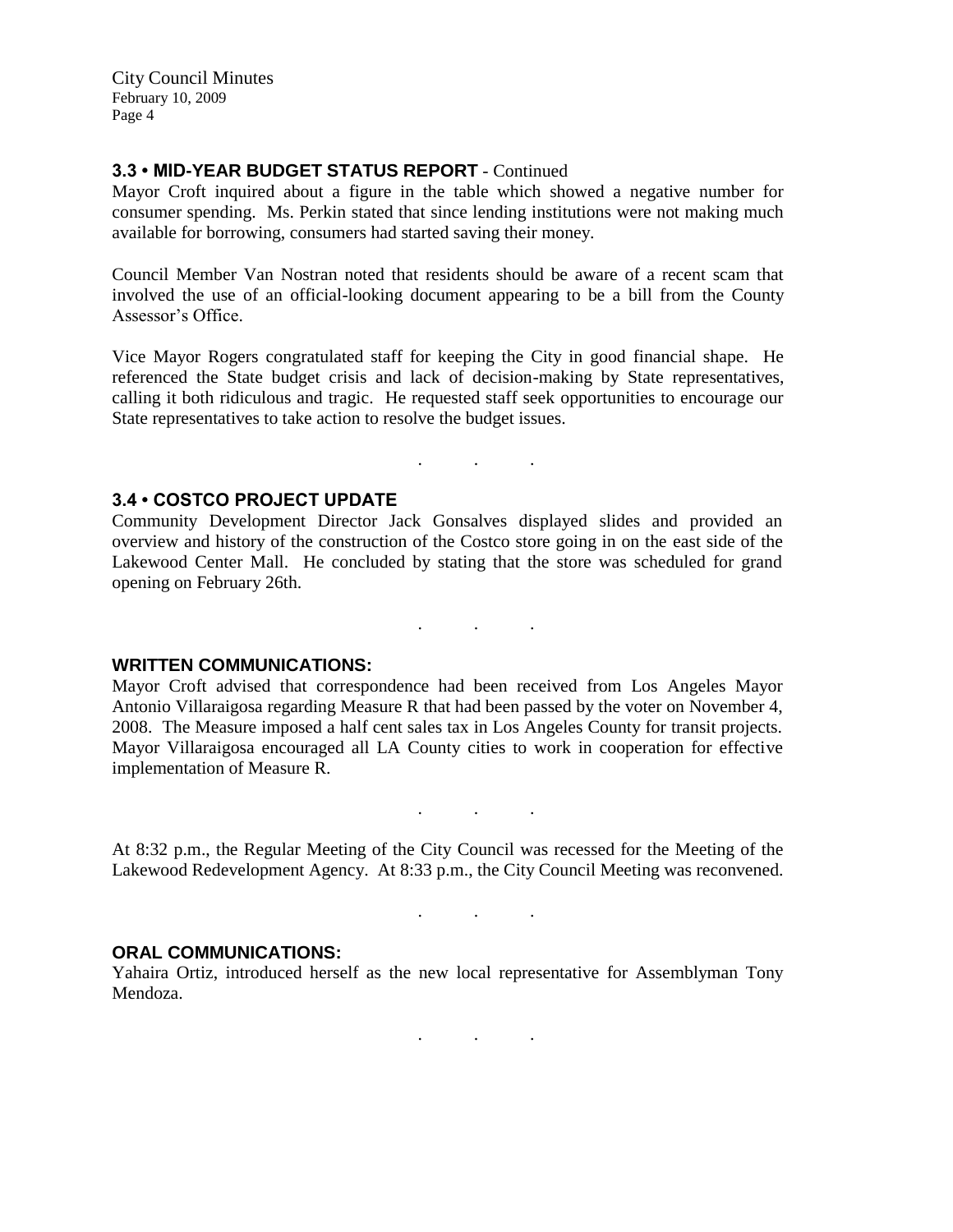## 3.3 • MID-YEAR BUDGET STATUS REPORT - Continued

Mayor Croft inquired about a figure in the table which showed a negative number for consumer spending. Ms. Perkin stated that since lending institutions were not making much available for borrowing, consumers had started saving their money.

Council Member Van Nostran noted that residents should be aware of a recent scam that involved the use of an official-looking document appearing to be a bill from the County Assessor's Office.

Vice Mayor Rogers congratulated staff for keeping the City in good financial shape. He referenced the State budget crisis and lack of decision-making by State representatives, calling it both ridiculous and tragic. He requested staff seek opportunities to encourage our State representatives to take action to resolve the budget issues.

. . .

## 3.4 • COSTCO PROJECT UPDATE

Community Development Director Jack Gonsalves displayed slides and provided an overview and history of the construction of the Costco store going in on the east side of the Lakewood Center Mall. He concluded by stating that the store was scheduled for grand opening on February 26th.

. . .

## WRITTEN COMMUNICATIONS:

Mayor Croft advised that correspondence had been received from Los Angeles Mayor Antonio Villaraigosa regarding Measure R that had been passed by the voter on November 4, 2008. The Measure imposed a half cent sales tax in Los Angeles County for transit projects. Mayor Villaraigosa encouraged all LA County cities to work in cooperation for effective implementation of Measure R.

. . .

At 8:32 p.m., the Regular Meeting of the City Council was recessed for the Meeting of the Lakewood Redevelopment Agency. At 8:33 p.m., the City Council Meeting was reconvened.

. . .

## ORAL COMMUNICATIONS:

Yahaira Ortiz, introduced herself as the new local representative for Assemblyman Tony Mendoza.

. . .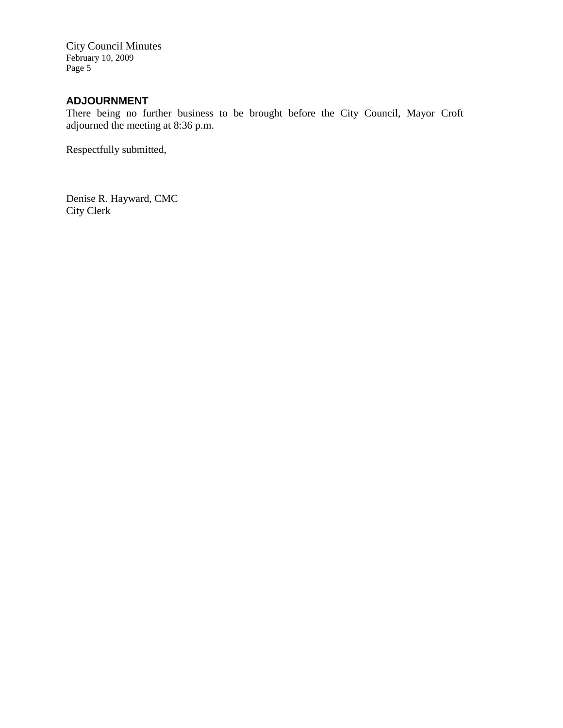## ADJOURNMENT

There being no further business to be brought before the City Council, Mayor Croft adjourned the meeting at 8:36 p.m.

Respectfully submitted,

Denise R. Hayward, CMC
City Clerk